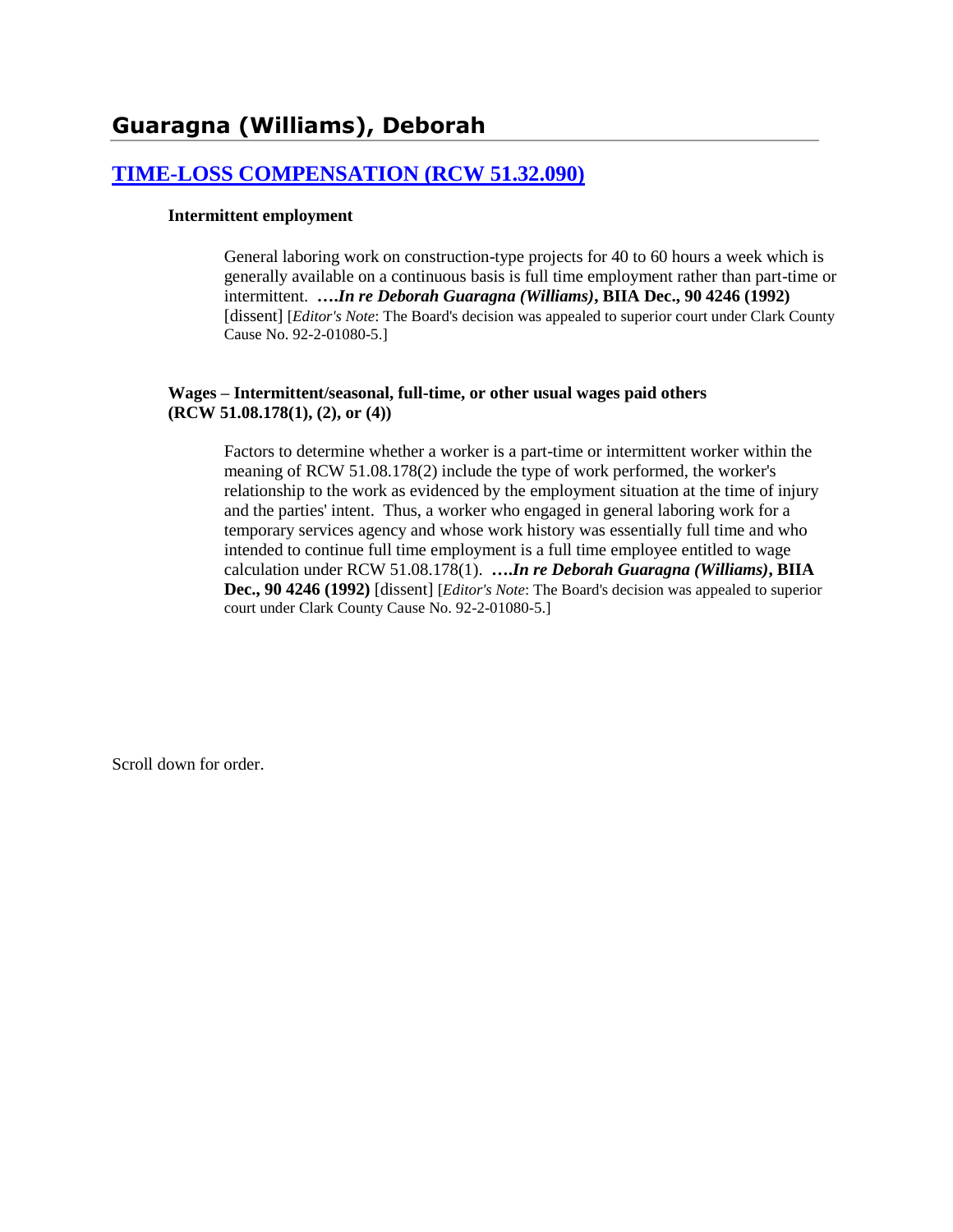# Guaragna (Williams), Deborah

## [TIME-LOSS COMPENSATION (RCW 51.32.090)]

**Intermittent employment**

General laboring work on construction-type projects for 40 to 60 hours a week which is generally available on a continuous basis is full time employment rather than part-time or intermittent. **….*In re Deborah Guaragna (Williams)*, BIIA Dec., 90 4246 (1992)** [dissent] [*Editor's Note*: The Board's decision was appealed to superior court under Clark County Cause No. 92-2-01080-5.]

**Wages – Intermittent/seasonal, full-time, or other usual wages paid others (RCW 51.08.178(1), (2), or (4))**

Factors to determine whether a worker is a part-time or intermittent worker within the meaning of RCW 51.08.178(2) include the type of work performed, the worker's relationship to the work as evidenced by the employment situation at the time of injury and the parties' intent. Thus, a worker who engaged in general laboring work for a temporary services agency and whose work history was essentially full time and who intended to continue full time employment is a full time employee entitled to wage calculation under RCW 51.08.178(1). **….*In re Deborah Guaragna (Williams)*, BIIA Dec., 90 4246 (1992)** [dissent] [*Editor's Note*: The Board's decision was appealed to superior court under Clark County Cause No. 92-2-01080-5.]

Scroll down for order.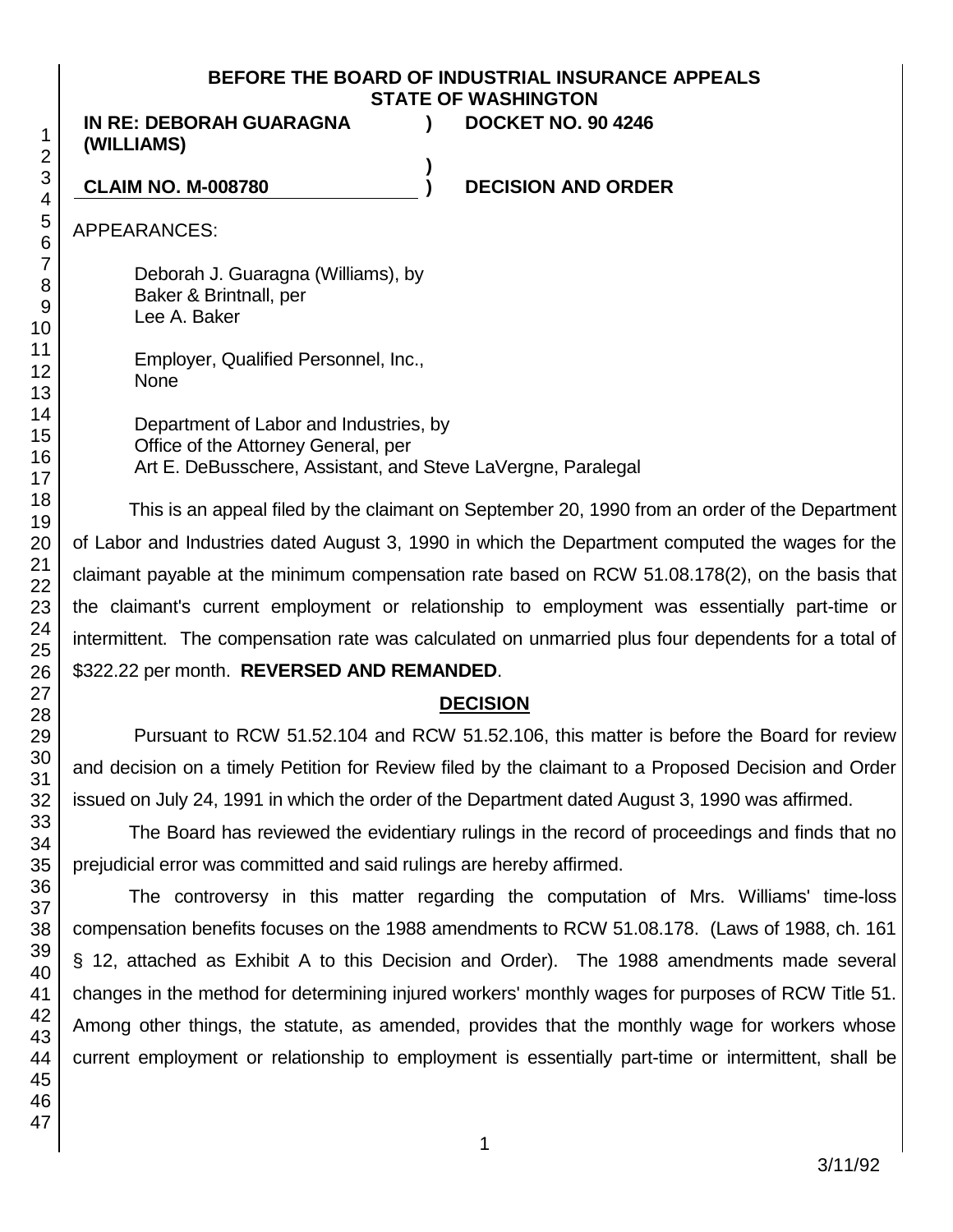**BEFORE THE BOARD OF INDUSTRIAL INSURANCE APPEALS**
**STATE OF WASHINGTON**

| | | |
|---|---|---|
| **IN RE: DEBORAH GUARAGNA (WILLIAMS)** | **)** | **DOCKET NO. 90 4246** |
| | **)** | |
| **CLAIM NO. M-008780** | **)** | **DECISION AND ORDER** |

APPEARANCES:

Deborah J. Guaragna (Williams), by
Baker & Brintnall, per
Lee A. Baker

Employer, Qualified Personnel, Inc.,
None

Department of Labor and Industries, by
Office of the Attorney General, per
Art E. DeBusschere, Assistant, and Steve LaVergne, Paralegal

This is an appeal filed by the claimant on September 20, 1990 from an order of the Department of Labor and Industries dated August 3, 1990 in which the Department computed the wages for the claimant payable at the minimum compensation rate based on RCW 51.08.178(2), on the basis that the claimant's current employment or relationship to employment was essentially part-time or intermittent. The compensation rate was calculated on unmarried plus four dependents for a total of $322.22 per month. **REVERSED AND REMANDED**.

## DECISION

Pursuant to RCW 51.52.104 and RCW 51.52.106, this matter is before the Board for review and decision on a timely Petition for Review filed by the claimant to a Proposed Decision and Order issued on July 24, 1991 in which the order of the Department dated August 3, 1990 was affirmed.

The Board has reviewed the evidentiary rulings in the record of proceedings and finds that no prejudicial error was committed and said rulings are hereby affirmed.

The controversy in this matter regarding the computation of Mrs. Williams' time-loss compensation benefits focuses on the 1988 amendments to RCW 51.08.178. (Laws of 1988, ch. 161 § 12, attached as Exhibit A to this Decision and Order). The 1988 amendments made several changes in the method for determining injured workers' monthly wages for purposes of RCW Title 51. Among other things, the statute, as amended, provides that the monthly wage for workers whose current employment or relationship to employment is essentially part-time or intermittent, shall be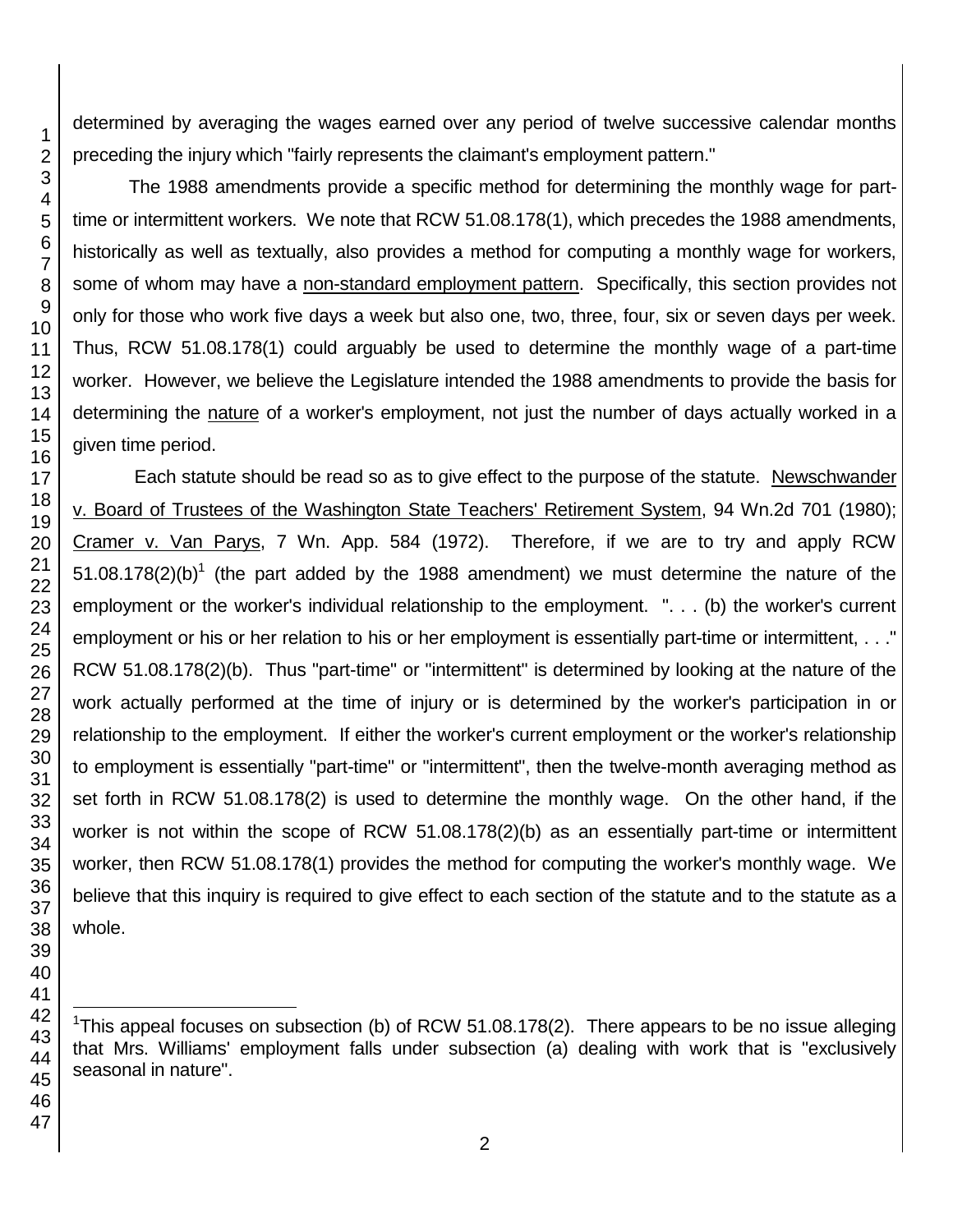determined by averaging the wages earned over any period of twelve successive calendar months preceding the injury which "fairly represents the claimant's employment pattern."

The 1988 amendments provide a specific method for determining the monthly wage for part-time or intermittent workers. We note that RCW 51.08.178(1), which precedes the 1988 amendments, historically as well as textually, also provides a method for computing a monthly wage for workers, some of whom may have a non-standard employment pattern. Specifically, this section provides not only for those who work five days a week but also one, two, three, four, six or seven days per week. Thus, RCW 51.08.178(1) could arguably be used to determine the monthly wage of a part-time worker. However, we believe the Legislature intended the 1988 amendments to provide the basis for determining the nature of a worker's employment, not just the number of days actually worked in a given time period.

Each statute should be read so as to give effect to the purpose of the statute. Newschwander v. Board of Trustees of the Washington State Teachers' Retirement System, 94 Wn.2d 701 (1980); Cramer v. Van Parys, 7 Wn. App. 584 (1972). Therefore, if we are to try and apply RCW 51.08.178(2)(b)[1] (the part added by the 1988 amendment) we must determine the nature of the employment or the worker's individual relationship to the employment. ". . . (b) the worker's current employment or his or her relation to his or her employment is essentially part-time or intermittent, . . ." RCW 51.08.178(2)(b). Thus "part-time" or "intermittent" is determined by looking at the nature of the work actually performed at the time of injury or is determined by the worker's participation in or relationship to the employment. If either the worker's current employment or the worker's relationship to employment is essentially "part-time" or "intermittent", then the twelve-month averaging method as set forth in RCW 51.08.178(2) is used to determine the monthly wage. On the other hand, if the worker is not within the scope of RCW 51.08.178(2)(b) as an essentially part-time or intermittent worker, then RCW 51.08.178(1) provides the method for computing the worker's monthly wage. We believe that this inquiry is required to give effect to each section of the statute and to the statute as a whole.

[1] This appeal focuses on subsection (b) of RCW 51.08.178(2). There appears to be no issue alleging that Mrs. Williams' employment falls under subsection (a) dealing with work that is "exclusively seasonal in nature".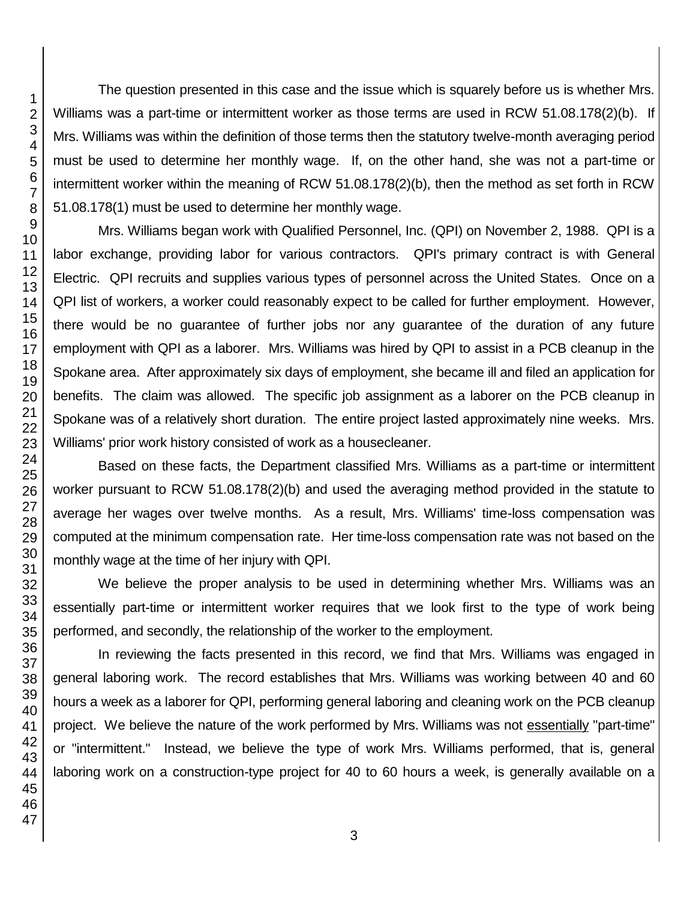The question presented in this case and the issue which is squarely before us is whether Mrs. Williams was a part-time or intermittent worker as those terms are used in RCW 51.08.178(2)(b). If Mrs. Williams was within the definition of those terms then the statutory twelve-month averaging period must be used to determine her monthly wage. If, on the other hand, she was not a part-time or intermittent worker within the meaning of RCW 51.08.178(2)(b), then the method as set forth in RCW 51.08.178(1) must be used to determine her monthly wage.

Mrs. Williams began work with Qualified Personnel, Inc. (QPI) on November 2, 1988. QPI is a labor exchange, providing labor for various contractors. QPI's primary contract is with General Electric. QPI recruits and supplies various types of personnel across the United States. Once on a QPI list of workers, a worker could reasonably expect to be called for further employment. However, there would be no guarantee of further jobs nor any guarantee of the duration of any future employment with QPI as a laborer. Mrs. Williams was hired by QPI to assist in a PCB cleanup in the Spokane area. After approximately six days of employment, she became ill and filed an application for benefits. The claim was allowed. The specific job assignment as a laborer on the PCB cleanup in Spokane was of a relatively short duration. The entire project lasted approximately nine weeks. Mrs. Williams' prior work history consisted of work as a housecleaner.

Based on these facts, the Department classified Mrs. Williams as a part-time or intermittent worker pursuant to RCW 51.08.178(2)(b) and used the averaging method provided in the statute to average her wages over twelve months. As a result, Mrs. Williams' time-loss compensation was computed at the minimum compensation rate. Her time-loss compensation rate was not based on the monthly wage at the time of her injury with QPI.

We believe the proper analysis to be used in determining whether Mrs. Williams was an essentially part-time or intermittent worker requires that we look first to the type of work being performed, and secondly, the relationship of the worker to the employment.

In reviewing the facts presented in this record, we find that Mrs. Williams was engaged in general laboring work. The record establishes that Mrs. Williams was working between 40 and 60 hours a week as a laborer for QPI, performing general laboring and cleaning work on the PCB cleanup project. We believe the nature of the work performed by Mrs. Williams was not <u>essentially</u> "part-time" or "intermittent." Instead, we believe the type of work Mrs. Williams performed, that is, general laboring work on a construction-type project for 40 to 60 hours a week, is generally available on a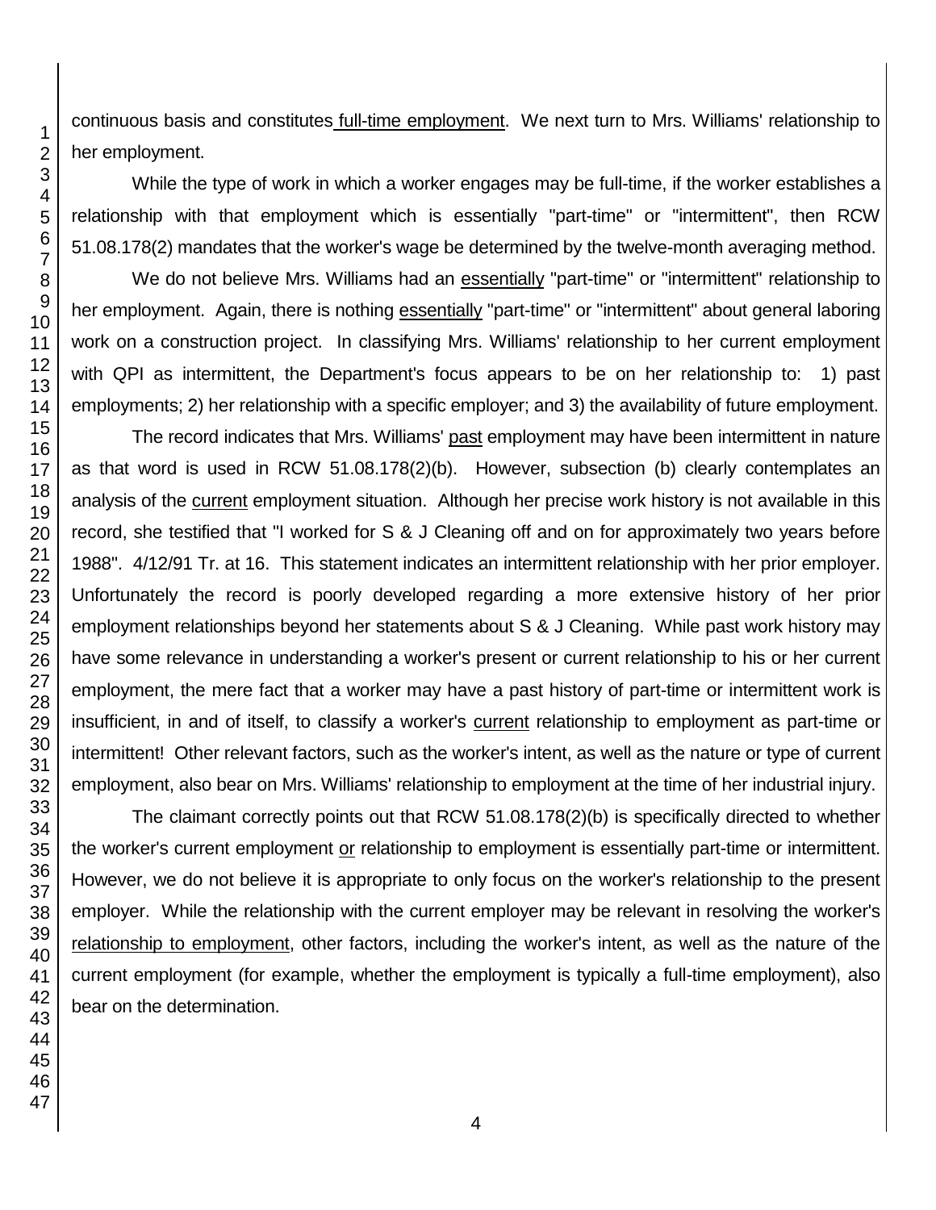continuous basis and constitutes full-time employment. We next turn to Mrs. Williams' relationship to her employment.

While the type of work in which a worker engages may be full-time, if the worker establishes a relationship with that employment which is essentially "part-time" or "intermittent", then RCW 51.08.178(2) mandates that the worker's wage be determined by the twelve-month averaging method.

We do not believe Mrs. Williams had an essentially "part-time" or "intermittent" relationship to her employment. Again, there is nothing essentially "part-time" or "intermittent" about general laboring work on a construction project. In classifying Mrs. Williams' relationship to her current employment with QPI as intermittent, the Department's focus appears to be on her relationship to: 1) past employments; 2) her relationship with a specific employer; and 3) the availability of future employment.

The record indicates that Mrs. Williams' past employment may have been intermittent in nature as that word is used in RCW 51.08.178(2)(b). However, subsection (b) clearly contemplates an analysis of the current employment situation. Although her precise work history is not available in this record, she testified that "I worked for S & J Cleaning off and on for approximately two years before 1988". 4/12/91 Tr. at 16. This statement indicates an intermittent relationship with her prior employer. Unfortunately the record is poorly developed regarding a more extensive history of her prior employment relationships beyond her statements about S & J Cleaning. While past work history may have some relevance in understanding a worker's present or current relationship to his or her current employment, the mere fact that a worker may have a past history of part-time or intermittent work is insufficient, in and of itself, to classify a worker's current relationship to employment as part-time or intermittent! Other relevant factors, such as the worker's intent, as well as the nature or type of current employment, also bear on Mrs. Williams' relationship to employment at the time of her industrial injury.

The claimant correctly points out that RCW 51.08.178(2)(b) is specifically directed to whether the worker's current employment or relationship to employment is essentially part-time or intermittent. However, we do not believe it is appropriate to only focus on the worker's relationship to the present employer. While the relationship with the current employer may be relevant in resolving the worker's relationship to employment, other factors, including the worker's intent, as well as the nature of the current employment (for example, whether the employment is typically a full-time employment), also bear on the determination.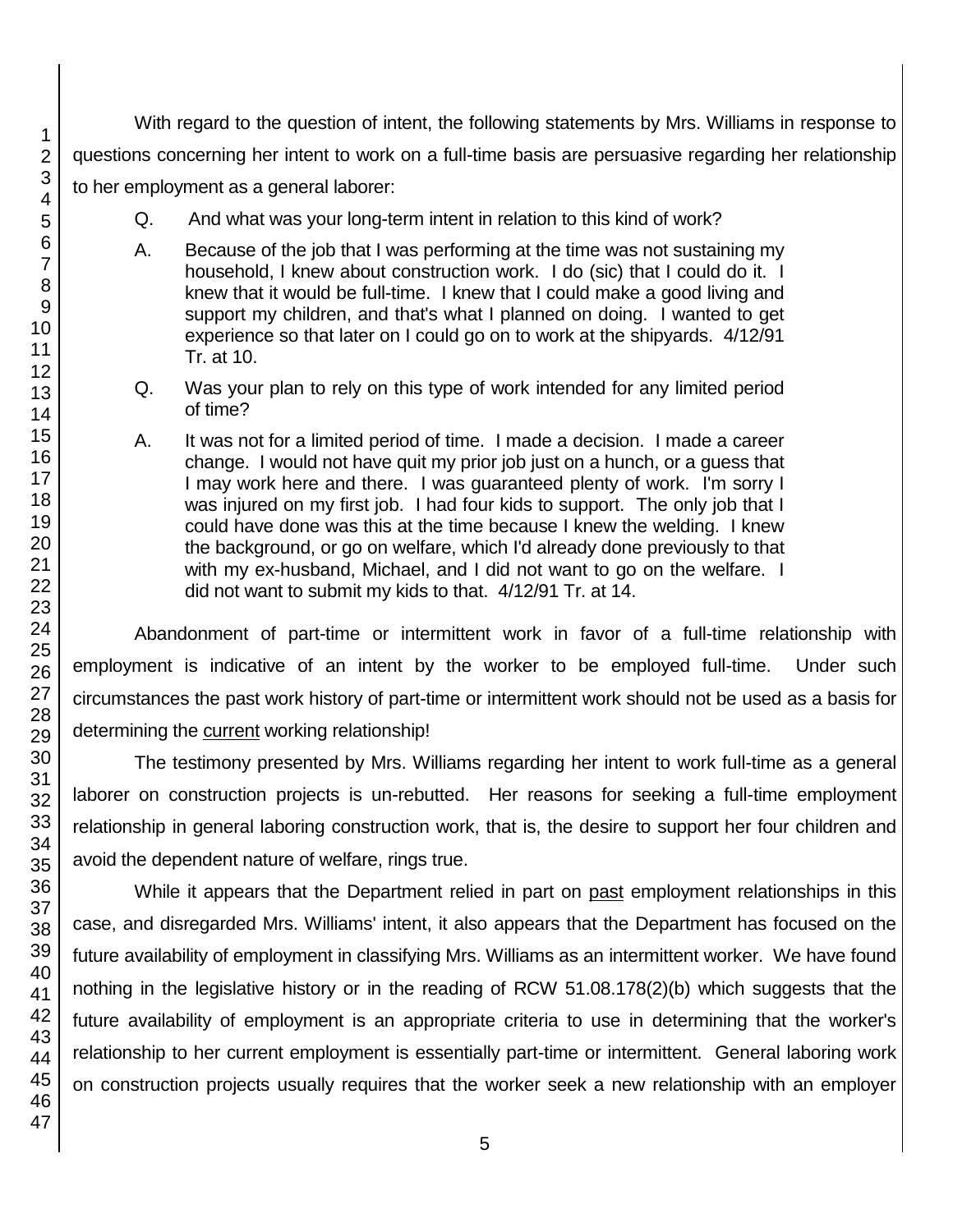With regard to the question of intent, the following statements by Mrs. Williams in response to questions concerning her intent to work on a full-time basis are persuasive regarding her relationship to her employment as a general laborer:

> Q. And what was your long-term intent in relation to this kind of work?
>
> A. Because of the job that I was performing at the time was not sustaining my household, I knew about construction work. I do (sic) that I could do it. I knew that it would be full-time. I knew that I could make a good living and support my children, and that's what I planned on doing. I wanted to get experience so that later on I could go on to work at the shipyards. 4/12/91 Tr. at 10.
>
> Q. Was your plan to rely on this type of work intended for any limited period of time?
>
> A. It was not for a limited period of time. I made a decision. I made a career change. I would not have quit my prior job just on a hunch, or a guess that I may work here and there. I was guaranteed plenty of work. I'm sorry I was injured on my first job. I had four kids to support. The only job that I could have done was this at the time because I knew the welding. I knew the background, or go on welfare, which I'd already done previously to that with my ex-husband, Michael, and I did not want to go on the welfare. I did not want to submit my kids to that. 4/12/91 Tr. at 14.

Abandonment of part-time or intermittent work in favor of a full-time relationship with employment is indicative of an intent by the worker to be employed full-time. Under such circumstances the past work history of part-time or intermittent work should not be used as a basis for determining the current working relationship!

The testimony presented by Mrs. Williams regarding her intent to work full-time as a general laborer on construction projects is un-rebutted. Her reasons for seeking a full-time employment relationship in general laboring construction work, that is, the desire to support her four children and avoid the dependent nature of welfare, rings true.

While it appears that the Department relied in part on past employment relationships in this case, and disregarded Mrs. Williams' intent, it also appears that the Department has focused on the future availability of employment in classifying Mrs. Williams as an intermittent worker. We have found nothing in the legislative history or in the reading of RCW 51.08.178(2)(b) which suggests that the future availability of employment is an appropriate criteria to use in determining that the worker's relationship to her current employment is essentially part-time or intermittent. General laboring work on construction projects usually requires that the worker seek a new relationship with an employer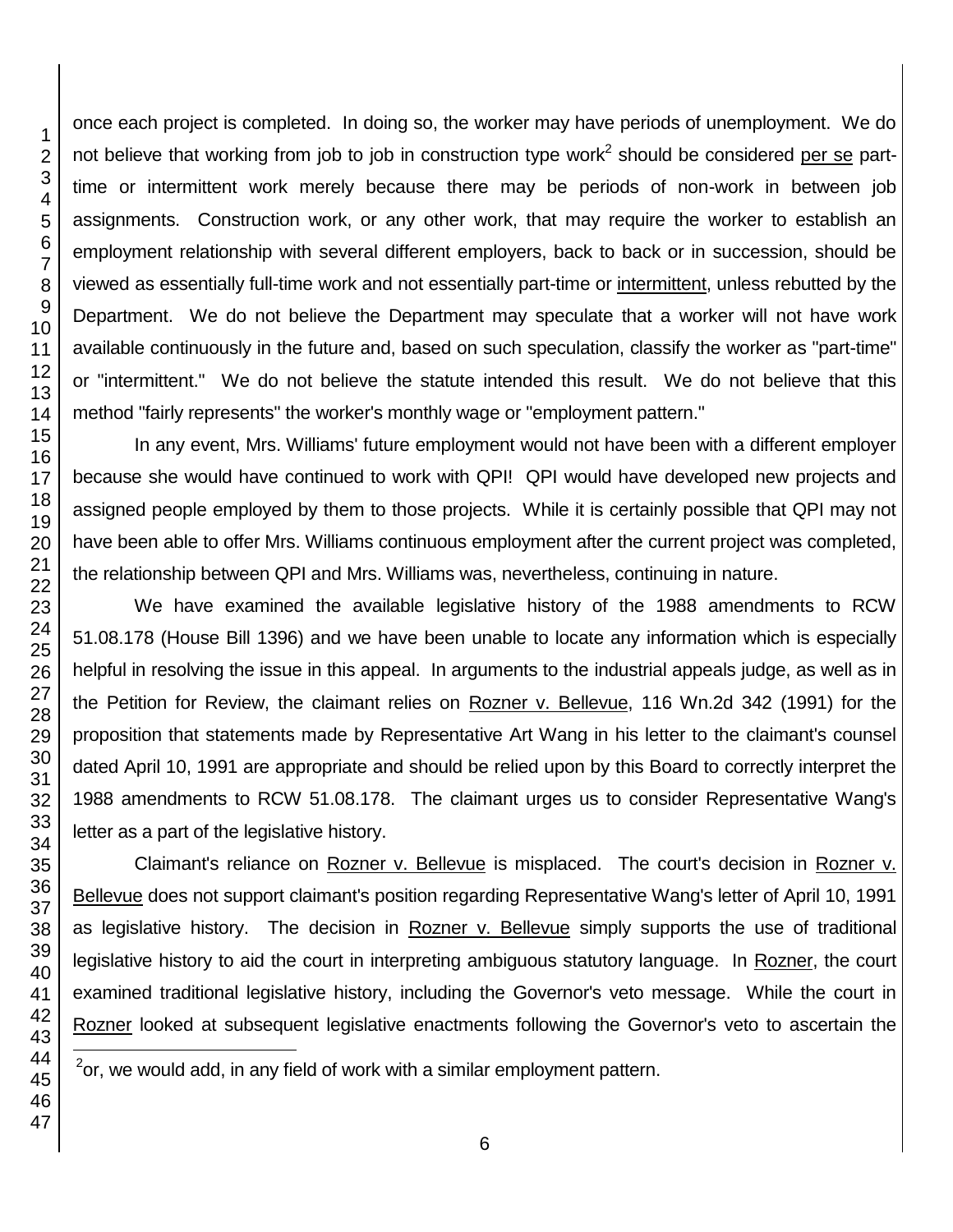once each project is completed. In doing so, the worker may have periods of unemployment. We do not believe that working from job to job in construction type work[2] should be considered per se part-time or intermittent work merely because there may be periods of non-work in between job assignments. Construction work, or any other work, that may require the worker to establish an employment relationship with several different employers, back to back or in succession, should be viewed as essentially full-time work and not essentially part-time or intermittent, unless rebutted by the Department. We do not believe the Department may speculate that a worker will not have work available continuously in the future and, based on such speculation, classify the worker as "part-time" or "intermittent." We do not believe the statute intended this result. We do not believe that this method "fairly represents" the worker's monthly wage or "employment pattern."

In any event, Mrs. Williams' future employment would not have been with a different employer because she would have continued to work with QPI! QPI would have developed new projects and assigned people employed by them to those projects. While it is certainly possible that QPI may not have been able to offer Mrs. Williams continuous employment after the current project was completed, the relationship between QPI and Mrs. Williams was, nevertheless, continuing in nature.

We have examined the available legislative history of the 1988 amendments to RCW 51.08.178 (House Bill 1396) and we have been unable to locate any information which is especially helpful in resolving the issue in this appeal. In arguments to the industrial appeals judge, as well as in the Petition for Review, the claimant relies on Rozner v. Bellevue, 116 Wn.2d 342 (1991) for the proposition that statements made by Representative Art Wang in his letter to the claimant's counsel dated April 10, 1991 are appropriate and should be relied upon by this Board to correctly interpret the 1988 amendments to RCW 51.08.178. The claimant urges us to consider Representative Wang's letter as a part of the legislative history.

Claimant's reliance on Rozner v. Bellevue is misplaced. The court's decision in Rozner v. Bellevue does not support claimant's position regarding Representative Wang's letter of April 10, 1991 as legislative history. The decision in Rozner v. Bellevue simply supports the use of traditional legislative history to aid the court in interpreting ambiguous statutory language. In Rozner, the court examined traditional legislative history, including the Governor's veto message. While the court in Rozner looked at subsequent legislative enactments following the Governor's veto to ascertain the

[2] or, we would add, in any field of work with a similar employment pattern.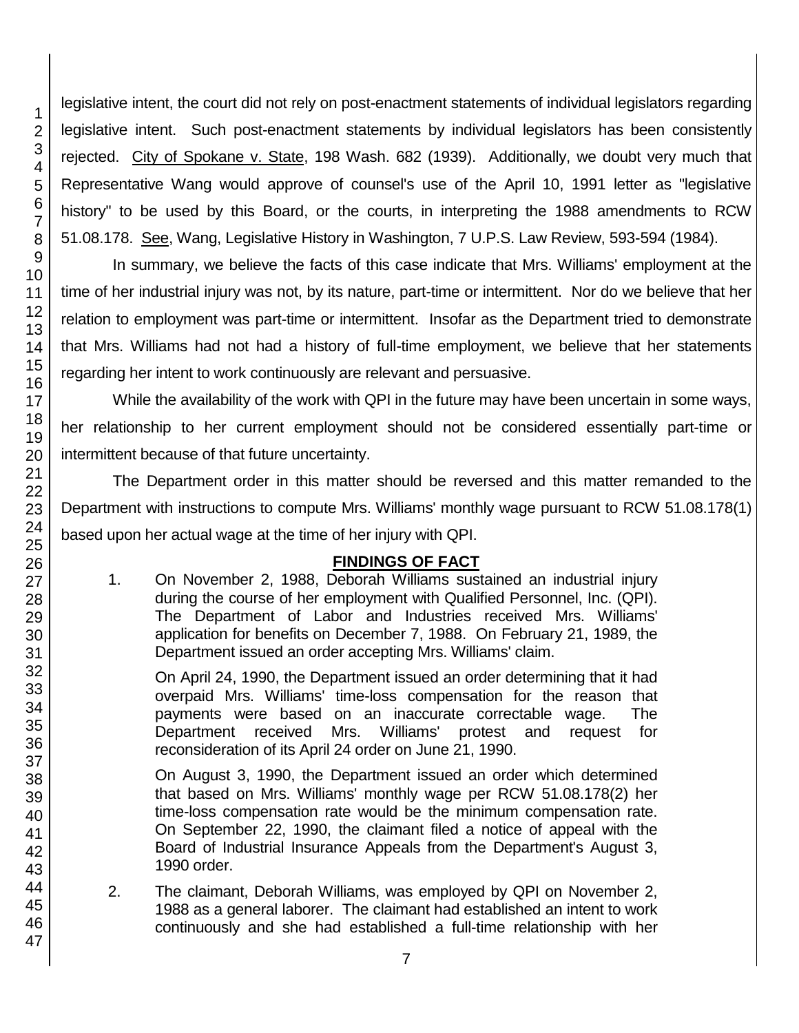legislative intent, the court did not rely on post-enactment statements of individual legislators regarding legislative intent. Such post-enactment statements by individual legislators has been consistently rejected. City of Spokane v. State, 198 Wash. 682 (1939). Additionally, we doubt very much that Representative Wang would approve of counsel's use of the April 10, 1991 letter as "legislative history" to be used by this Board, or the courts, in interpreting the 1988 amendments to RCW 51.08.178. See, Wang, Legislative History in Washington, 7 U.P.S. Law Review, 593-594 (1984).

In summary, we believe the facts of this case indicate that Mrs. Williams' employment at the time of her industrial injury was not, by its nature, part-time or intermittent. Nor do we believe that her relation to employment was part-time or intermittent. Insofar as the Department tried to demonstrate that Mrs. Williams had not had a history of full-time employment, we believe that her statements regarding her intent to work continuously are relevant and persuasive.

While the availability of the work with QPI in the future may have been uncertain in some ways, her relationship to her current employment should not be considered essentially part-time or intermittent because of that future uncertainty.

The Department order in this matter should be reversed and this matter remanded to the Department with instructions to compute Mrs. Williams' monthly wage pursuant to RCW 51.08.178(1) based upon her actual wage at the time of her injury with QPI.

## FINDINGS OF FACT

1. On November 2, 1988, Deborah Williams sustained an industrial injury during the course of her employment with Qualified Personnel, Inc. (QPI). The Department of Labor and Industries received Mrs. Williams' application for benefits on December 7, 1988. On February 21, 1989, the Department issued an order accepting Mrs. Williams' claim.

   On April 24, 1990, the Department issued an order determining that it had overpaid Mrs. Williams' time-loss compensation for the reason that payments were based on an inaccurate correctable wage. The Department received Mrs. Williams' protest and request for reconsideration of its April 24 order on June 21, 1990.

   On August 3, 1990, the Department issued an order which determined that based on Mrs. Williams' monthly wage per RCW 51.08.178(2) her time-loss compensation rate would be the minimum compensation rate. On September 22, 1990, the claimant filed a notice of appeal with the Board of Industrial Insurance Appeals from the Department's August 3, 1990 order.

2. The claimant, Deborah Williams, was employed by QPI on November 2, 1988 as a general laborer. The claimant had established an intent to work continuously and she had established a full-time relationship with her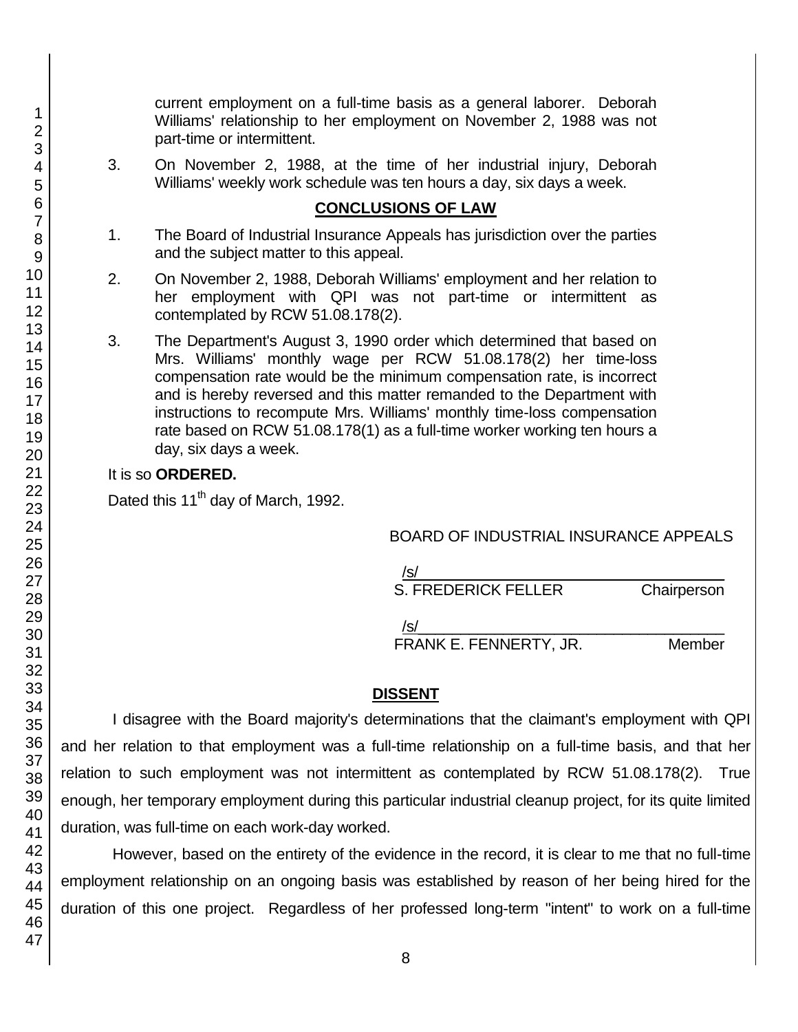current employment on a full-time basis as a general laborer. Deborah Williams' relationship to her employment on November 2, 1988 was not part-time or intermittent.

3. On November 2, 1988, at the time of her industrial injury, Deborah Williams' weekly work schedule was ten hours a day, six days a week.

## CONCLUSIONS OF LAW

1. The Board of Industrial Insurance Appeals has jurisdiction over the parties and the subject matter to this appeal.

2. On November 2, 1988, Deborah Williams' employment and her relation to her employment with QPI was not part-time or intermittent as contemplated by RCW 51.08.178(2).

3. The Department's August 3, 1990 order which determined that based on Mrs. Williams' monthly wage per RCW 51.08.178(2) her time-loss compensation rate would be the minimum compensation rate, is incorrect and is hereby reversed and this matter remanded to the Department with instructions to recompute Mrs. Williams' monthly time-loss compensation rate based on RCW 51.08.178(1) as a full-time worker working ten hours a day, six days a week.

It is so **ORDERED.**

Dated this 11th day of March, 1992.

BOARD OF INDUSTRIAL INSURANCE APPEALS

/s/
S. FREDERICK FELLER Chairperson

/s/
FRANK E. FENNERTY, JR. Member

## DISSENT

I disagree with the Board majority's determinations that the claimant's employment with QPI and her relation to that employment was a full-time relationship on a full-time basis, and that her relation to such employment was not intermittent as contemplated by RCW 51.08.178(2). True enough, her temporary employment during this particular industrial cleanup project, for its quite limited duration, was full-time on each work-day worked.

However, based on the entirety of the evidence in the record, it is clear to me that no full-time employment relationship on an ongoing basis was established by reason of her being hired for the duration of this one project. Regardless of her professed long-term "intent" to work on a full-time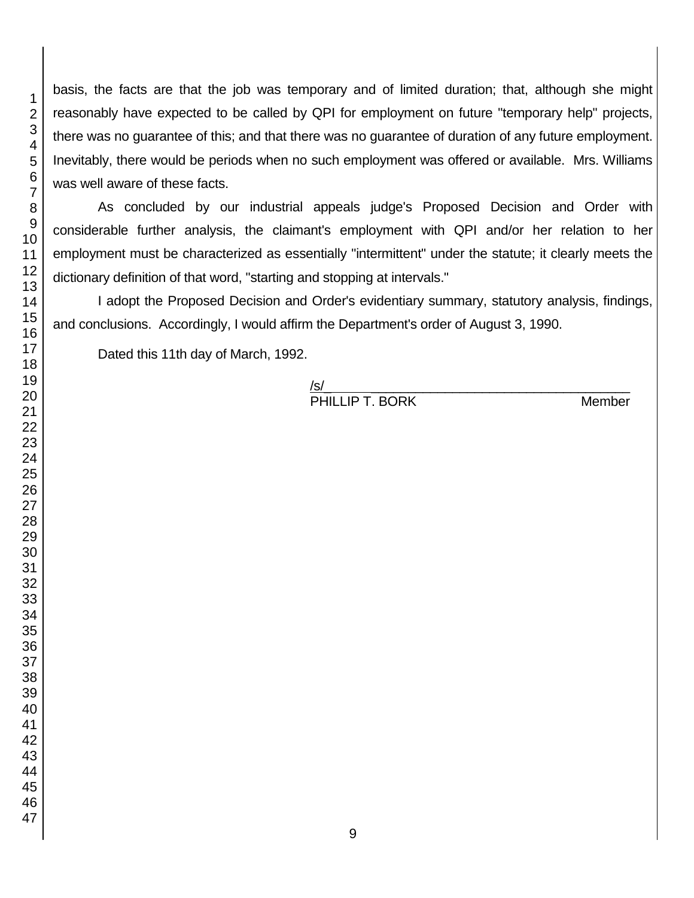basis, the facts are that the job was temporary and of limited duration; that, although she might reasonably have expected to be called by QPI for employment on future "temporary help" projects, there was no guarantee of this; and that there was no guarantee of duration of any future employment. Inevitably, there would be periods when no such employment was offered or available. Mrs. Williams was well aware of these facts.

As concluded by our industrial appeals judge's Proposed Decision and Order with considerable further analysis, the claimant's employment with QPI and/or her relation to her employment must be characterized as essentially "intermittent" under the statute; it clearly meets the dictionary definition of that word, "starting and stopping at intervals."

I adopt the Proposed Decision and Order's evidentiary summary, statutory analysis, findings, and conclusions. Accordingly, I would affirm the Department's order of August 3, 1990.

Dated this 11th day of March, 1992.

/s/______________________________________

PHILLIP T. BORK Member